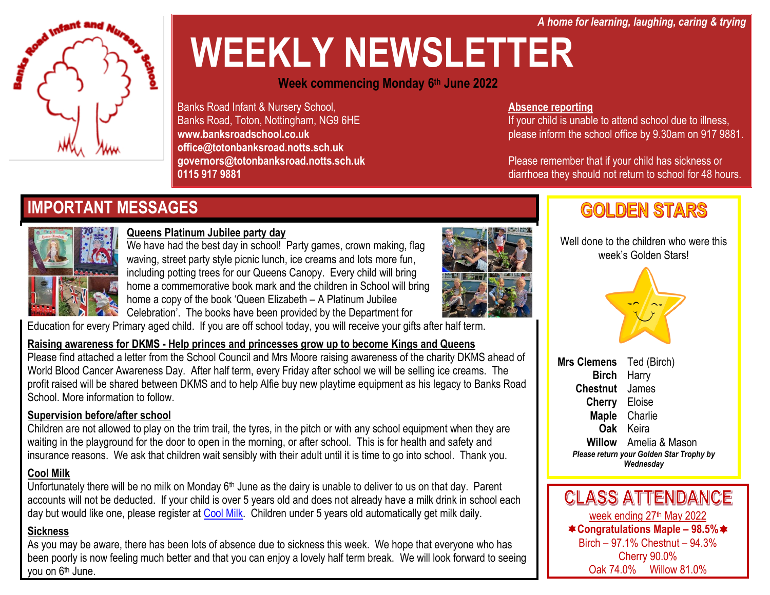*A home for learning, laughing, caring & trying*

# WEEKLY NEWSLETTER

**Week commencing Monday 6th June 2022**

Banks Road Infant & Nursery School,
Banks Road, Toton, Nottingham, NG9 6HE
**www.banksroadschool.co.uk**
**office@totonbanksroad.notts.sch.uk**
**governors@totonbanksroad.notts.sch.uk**
**0115 917 9881**

**Absence reporting**
If your child is unable to attend school due to illness, please inform the school office by 9.30am on 917 9881.

Please remember that if your child has sickness or diarrhoea they should not return to school for 48 hours.

## IMPORTANT MESSAGES

**Queens Platinum Jubilee party day**
We have had the best day in school! Party games, crown making, flag waving, street party style picnic lunch, ice creams and lots more fun, including potting trees for our Queens Canopy. Every child will bring home a commemorative book mark and the children in School will bring home a copy of the book 'Queen Elizabeth – A Platinum Jubilee Celebration'. The books have been provided by the Department for Education for every Primary aged child. If you are off school today, you will receive your gifts after half term.

**Raising awareness for DKMS - Help princes and princesses grow up to become Kings and Queens**
Please find attached a letter from the School Council and Mrs Moore raising awareness of the charity DKMS ahead of World Blood Cancer Awareness Day. After half term, every Friday after school we will be selling ice creams. The profit raised will be shared between DKMS and to help Alfie buy new playtime equipment as his legacy to Banks Road School. More information to follow.

**Supervision before/after school**
Children are not allowed to play on the trim trail, the tyres, in the pitch or with any school equipment when they are waiting in the playground for the door to open in the morning, or after school. This is for health and safety and insurance reasons. We ask that children wait sensibly with their adult until it is time to go into school. Thank you.

**Cool Milk**
Unfortunately there will be no milk on Monday 6th June as the dairy is unable to deliver to us on that day. Parent accounts will not be deducted. If your child is over 5 years old and does not already have a milk drink in school each day but would like one, please register at Cool Milk. Children under 5 years old automatically get milk daily.

**Sickness**
As you may be aware, there has been lots of absence due to sickness this week. We hope that everyone who has been poorly is now feeling much better and that you can enjoy a lovely half term break. We will look forward to seeing you on 6th June.

## GOLDEN STARS

Well done to the children who were this week's Golden Stars!

| | |
|---|---|
| **Mrs Clemens** | Ted (Birch) |
| **Birch** | Harry |
| **Chestnut** | James |
| **Cherry** | Eloise |
| **Maple** | Charlie |
| **Oak** | Keira |
| **Willow** | Amelia & Mason |

***Please return your Golden Star Trophy by Wednesday***

## CLASS ATTENDANCE

week ending 27th May 2022

**✸Congratulations Maple – 98.5%✸**

Birch – 97.1% Chestnut – 94.3%
Cherry 90.0%
Oak 74.0% Willow 81.0%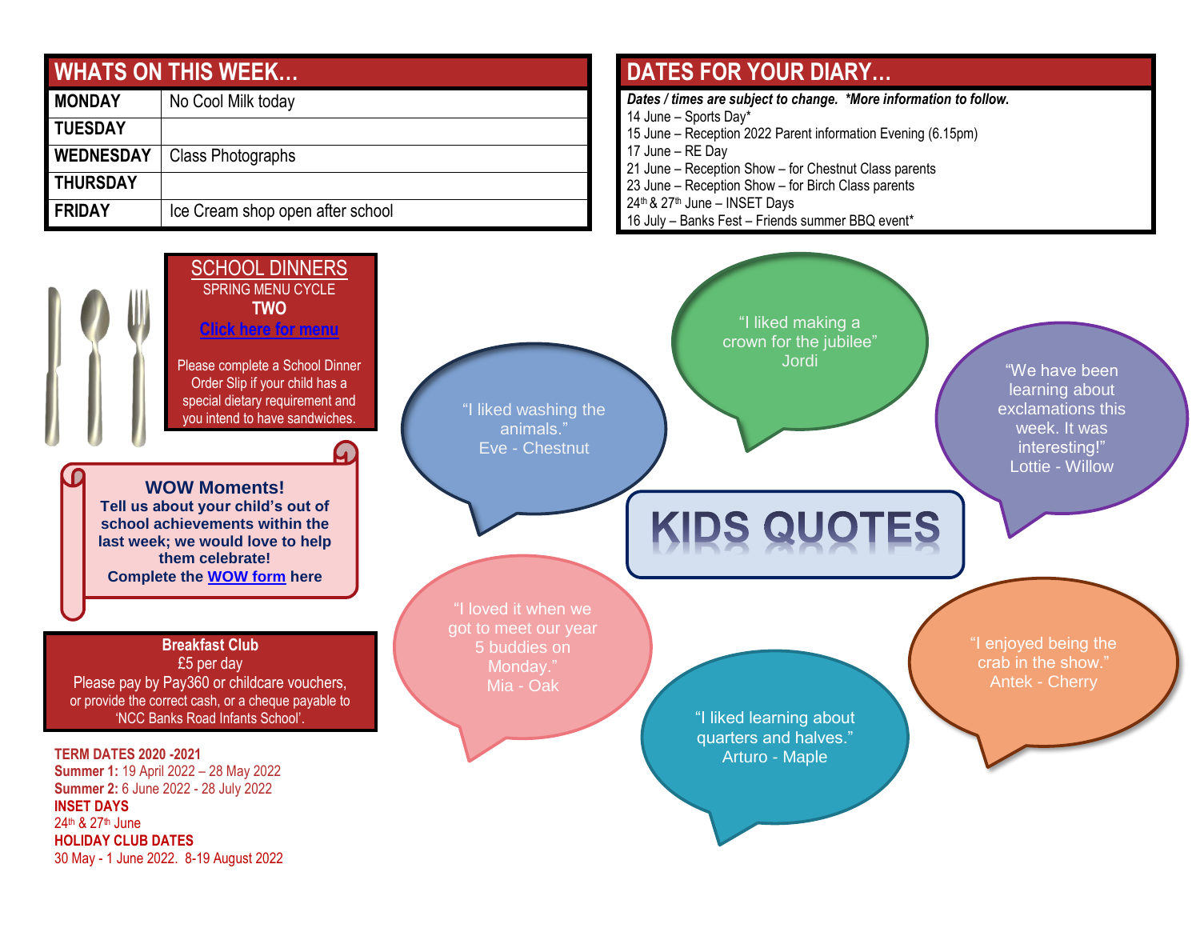## WHATS ON THIS WEEK…

| | |
|---|---|
| **MONDAY** | No Cool Milk today |
| **TUESDAY** | |
| **WEDNESDAY** | Class Photographs |
| **THURSDAY** | |
| **FRIDAY** | Ice Cream shop open after school |

## DATES FOR YOUR DIARY…

***Dates / times are subject to change. \*More information to follow.***

14 June – Sports Day*
15 June – Reception 2022 Parent information Evening (6.15pm)
17 June – RE Day
21 June – Reception Show – for Chestnut Class parents
23 June – Reception Show – for Birch Class parents
24th & 27th June – INSET Days
16 July – Banks Fest – Friends summer BBQ event*

## SCHOOL DINNERS

SPRING MENU CYCLE
**TWO**
**Click here for menu**

Please complete a School Dinner Order Slip if your child has a special dietary requirement and you intend to have sandwiches.

## WOW Moments!

**Tell us about your child's out of school achievements within the last week; we would love to help them celebrate!**
**Complete the WOW form here**

## Breakfast Club

£5 per day
Please pay by Pay360 or childcare vouchers, or provide the correct cash, or a cheque payable to 'NCC Banks Road Infants School'.

**TERM DATES 2020 -2021**
**Summer 1:** 19 April 2022 – 28 May 2022
**Summer 2:** 6 June 2022 - 28 July 2022
**INSET DAYS**
24th & 27th June
**HOLIDAY CLUB DATES**
30 May - 1 June 2022. 8-19 August 2022

## KIDS QUOTES

"I liked washing the animals."
Eve - Chestnut

"I liked making a crown for the jubilee"
Jordi

"We have been learning about exclamations this week. It was interesting!"
Lottie - Willow

"I loved it when we got to meet our year 5 buddies on Monday."
Mia - Oak

"I liked learning about quarters and halves."
Arturo - Maple

"I enjoyed being the crab in the show."
Antek - Cherry